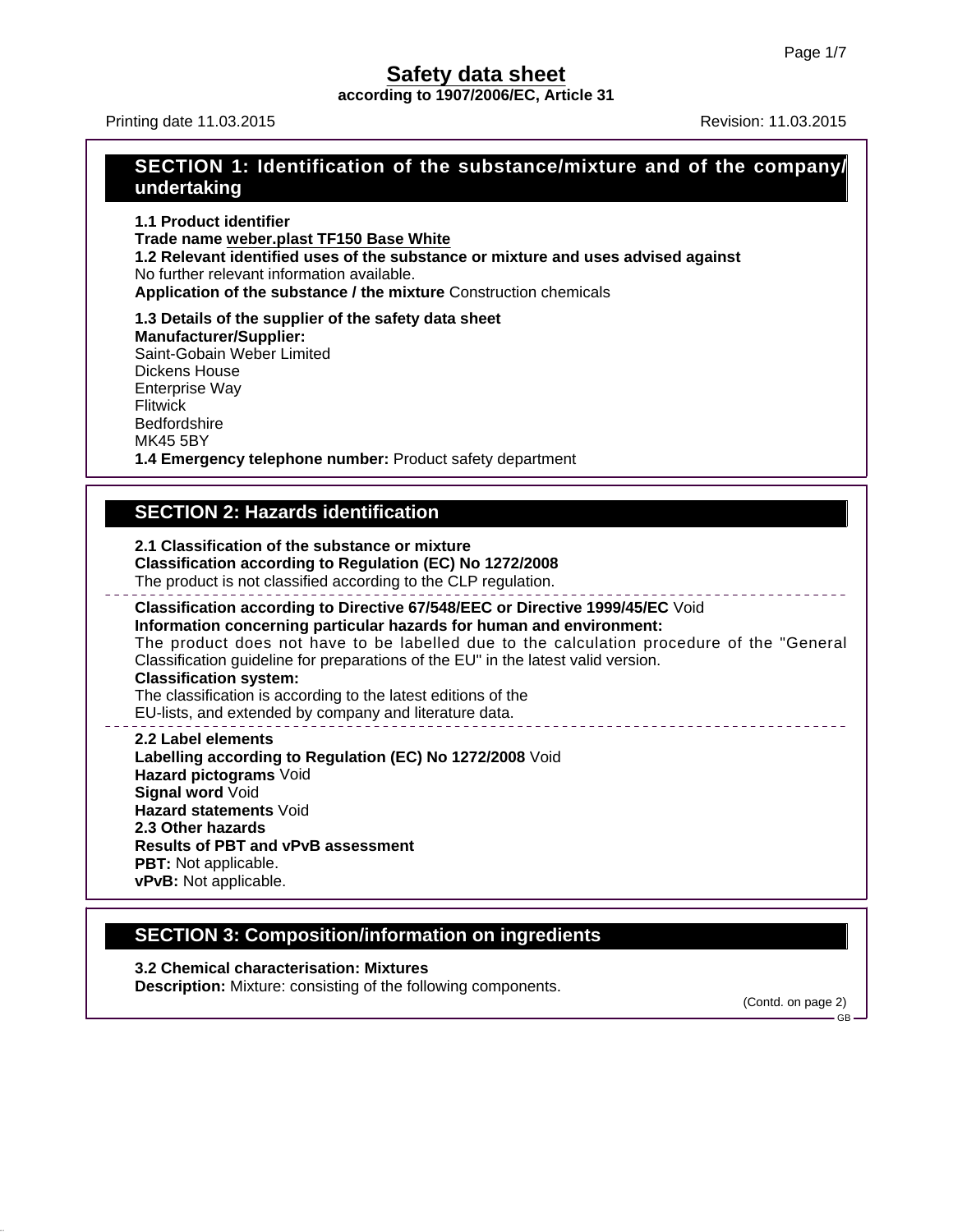# Safety data sheet

**according to 1907/2006/EC, Article 31**

Printing date 11.03.2015 Revision: 11.03.2015

## SECTION 1: Identification of the substance/mixture and of the company/undertaking

**1.1 Product identifier**

**Trade name weber.plast TF150 Base White**

**1.2 Relevant identified uses of the substance or mixture and uses advised against**

No further relevant information available.

**Application of the substance / the mixture** Construction chemicals

**1.3 Details of the supplier of the safety data sheet**

**Manufacturer/Supplier:**

Saint-Gobain Weber Limited
Dickens House
Enterprise Way
Flitwick
Bedfordshire
MK45 5BY

**1.4 Emergency telephone number:** Product safety department

## SECTION 2: Hazards identification

**2.1 Classification of the substance or mixture**

**Classification according to Regulation (EC) No 1272/2008**

The product is not classified according to the CLP regulation.

**Classification according to Directive 67/548/EEC or Directive 1999/45/EC** Void

**Information concerning particular hazards for human and environment:**

The product does not have to be labelled due to the calculation procedure of the "General Classification guideline for preparations of the EU" in the latest valid version.

**Classification system:**

The classification is according to the latest editions of the EU-lists, and extended by company and literature data.

**2.2 Label elements**

**Labelling according to Regulation (EC) No 1272/2008** Void

**Hazard pictograms** Void

**Signal word** Void

**Hazard statements** Void

**2.3 Other hazards**

**Results of PBT and vPvB assessment**

**PBT:** Not applicable.

**vPvB:** Not applicable.

## SECTION 3: Composition/information on ingredients

**3.2 Chemical characterisation: Mixtures**

**Description:** Mixture: consisting of the following components.

(Contd. on page 2)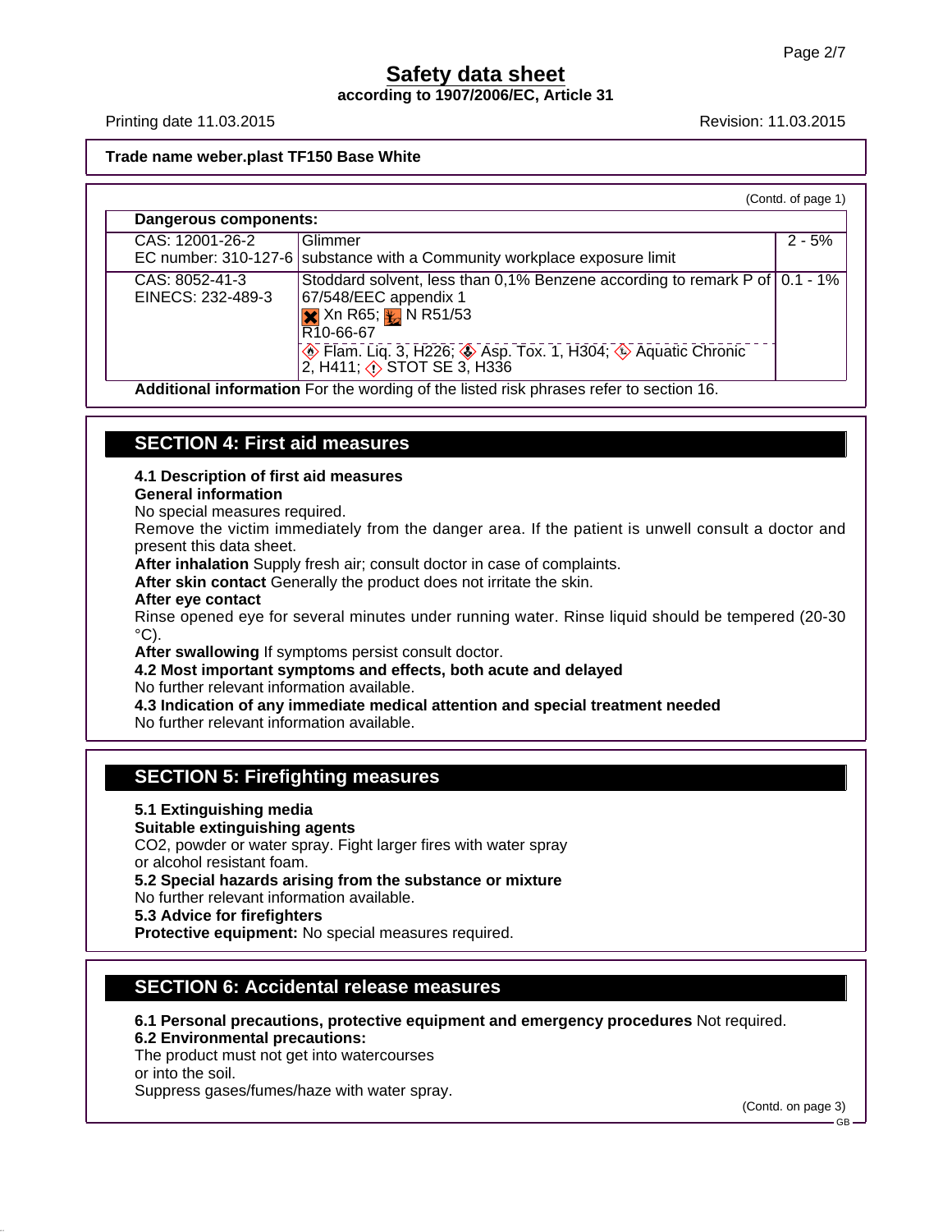# Safety data sheet

**according to 1907/2006/EC, Article 31**

Printing date 11.03.2015 | Revision: 11.03.2015

**Trade name weber.plast TF150 Base White**

(Contd. of page 1)

| **Dangerous components:** | | |
|---|---|---|
| CAS: 12001-26-2<br>EC number: 310-127-6 | Glimmer<br>substance with a Community workplace exposure limit | 2 - 5% |
| CAS: 8052-41-3<br>EINECS: 232-489-3 | Stoddard solvent, less than 0,1% Benzene according to remark P of 67/548/EEC appendix 1<br>Xn R65; N R51/53<br>R10-66-67<br>Flam. Liq. 3, H226; Asp. Tox. 1, H304; Aquatic Chronic 2, H411; STOT SE 3, H336 | 0.1 - 1% |

**Additional information** For the wording of the listed risk phrases refer to section 16.

## SECTION 4: First aid measures

**4.1 Description of first aid measures**

**General information**

No special measures required.

Remove the victim immediately from the danger area. If the patient is unwell consult a doctor and present this data sheet.

**After inhalation** Supply fresh air; consult doctor in case of complaints.

**After skin contact** Generally the product does not irritate the skin.

**After eye contact**

Rinse opened eye for several minutes under running water. Rinse liquid should be tempered (20-30 °C).

**After swallowing** If symptoms persist consult doctor.

**4.2 Most important symptoms and effects, both acute and delayed**

No further relevant information available.

**4.3 Indication of any immediate medical attention and special treatment needed**

No further relevant information available.

## SECTION 5: Firefighting measures

**5.1 Extinguishing media**

**Suitable extinguishing agents**

$CO_2$, powder or water spray. Fight larger fires with water spray or alcohol resistant foam.

**5.2 Special hazards arising from the substance or mixture**

No further relevant information available.

**5.3 Advice for firefighters**

**Protective equipment:** No special measures required.

## SECTION 6: Accidental release measures

**6.1 Personal precautions, protective equipment and emergency procedures** Not required.

**6.2 Environmental precautions:**

The product must not get into watercourses or into the soil.

Suppress gases/fumes/haze with water spray.

(Contd. on page 3)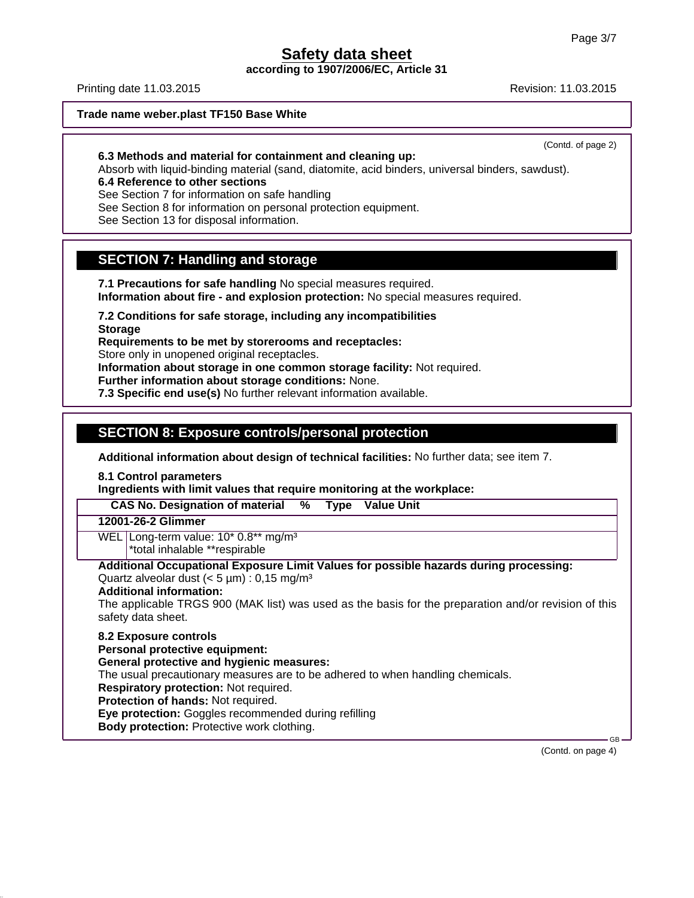**Trade name weber.plast TF150 Base White**

(Contd. of page 2)

**6.3 Methods and material for containment and cleaning up:**
Absorb with liquid-binding material (sand, diatomite, acid binders, universal binders, sawdust).
**6.4 Reference to other sections**
See Section 7 for information on safe handling
See Section 8 for information on personal protection equipment.
See Section 13 for disposal information.

## SECTION 7: Handling and storage

**7.1 Precautions for safe handling** No special measures required.
**Information about fire - and explosion protection:** No special measures required.

**7.2 Conditions for safe storage, including any incompatibilities**
**Storage**
**Requirements to be met by storerooms and receptacles:**
Store only in unopened original receptacles.
**Information about storage in one common storage facility:** Not required.
**Further information about storage conditions:** None.
**7.3 Specific end use(s)** No further relevant information available.

## SECTION 8: Exposure controls/personal protection

**Additional information about design of technical facilities:** No further data; see item 7.

**8.1 Control parameters**
**Ingredients with limit values that require monitoring at the workplace:**

| CAS No. Designation of material % Type Value Unit | |
|---|---|
| **12001-26-2 Glimmer** | |
| WEL | Long-term value: 10* 0.8** mg/m³<br>*total inhalable **respirable |

**Additional Occupational Exposure Limit Values for possible hazards during processing:**
Quartz alveolar dust (< 5 µm) : 0,15 mg/m³
**Additional information:**
The applicable TRGS 900 (MAK list) was used as the basis for the preparation and/or revision of this safety data sheet.

**8.2 Exposure controls**
**Personal protective equipment:**
**General protective and hygienic measures:**
The usual precautionary measures are to be adhered to when handling chemicals.
**Respiratory protection:** Not required.
**Protection of hands:** Not required.
**Eye protection:** Goggles recommended during refilling
**Body protection:** Protective work clothing.

(Contd. on page 4)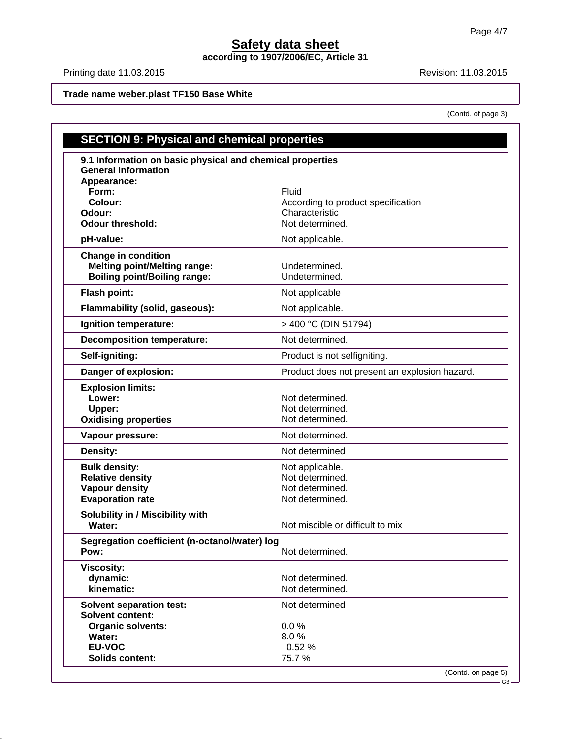**Safety data sheet**
**according to 1907/2006/EC, Article 31**

Printing date 11.03.2015 Revision: 11.03.2015

**Trade name weber.plast TF150 Base White**

(Contd. of page 3)

## SECTION 9: Physical and chemical properties

**9.1 Information on basic physical and chemical properties**

**General Information**

| | |
|---|---|
| **Appearance:** | |
| **Form:** | Fluid |
| **Colour:** | According to product specification |
| **Odour:** | Characteristic |
| **Odour threshold:** | Not determined. |
| **pH-value:** | Not applicable. |
| **Change in condition** | |
| **Melting point/Melting range:** | Undetermined. |
| **Boiling point/Boiling range:** | Undetermined. |
| **Flash point:** | Not applicable |
| **Flammability (solid, gaseous):** | Not applicable. |
| **Ignition temperature:** | > 400 °C (DIN 51794) |
| **Decomposition temperature:** | Not determined. |
| **Self-igniting:** | Product is not selfigniting. |
| **Danger of explosion:** | Product does not present an explosion hazard. |
| **Explosion limits:** | |
| **Lower:** | Not determined. |
| **Upper:** | Not determined. |
| **Oxidising properties** | Not determined. |
| **Vapour pressure:** | Not determined. |
| **Density:** | Not determined |
| **Bulk density:** | Not applicable. |
| **Relative density** | Not determined. |
| **Vapour density** | Not determined. |
| **Evaporation rate** | Not determined. |
| **Solubility in / Miscibility with** | |
| **Water:** | Not miscible or difficult to mix |
| **Segregation coefficient (n-octanol/water) log Pow:** | Not determined. |
| **Viscosity:** | |
| **dynamic:** | Not determined. |
| **kinematic:** | Not determined. |
| **Solvent separation test:** | Not determined |
| **Solvent content:** | |
| **Organic solvents:** | 0.0 % |
| **Water:** | 8.0 % |
| **EU-VOC** | 0.52 % |
| **Solids content:** | 75.7 % |

(Contd. on page 5)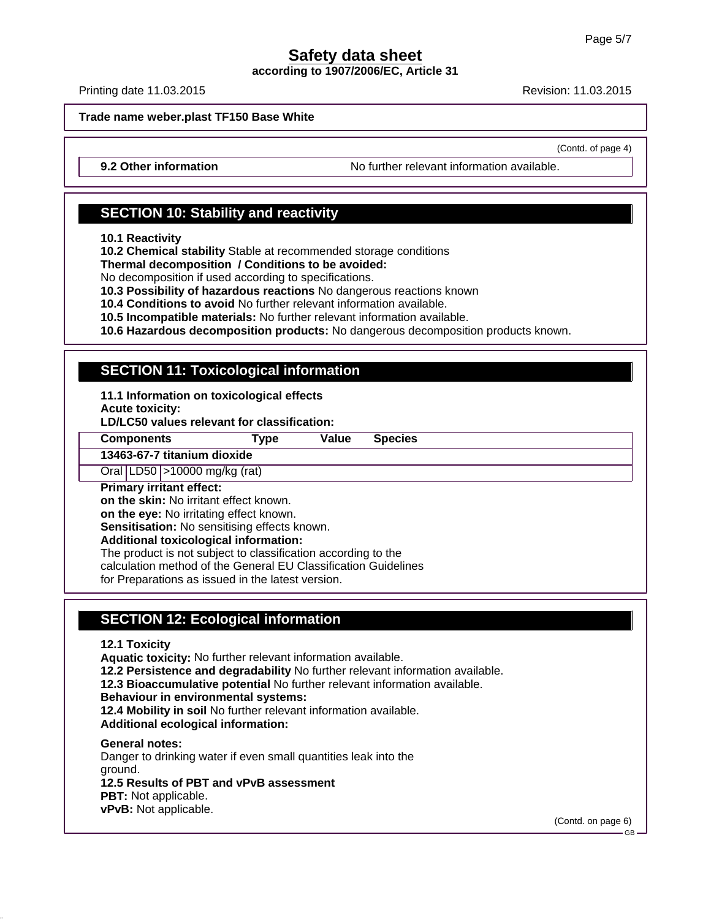# Safety data sheet

**according to 1907/2006/EC, Article 31**

Printing date 11.03.2015 Revision: 11.03.2015

**Trade name weber.plast TF150 Base White**

(Contd. of page 4)

**9.2 Other information** No further relevant information available.

## SECTION 10: Stability and reactivity

**10.1 Reactivity**
**10.2 Chemical stability** Stable at recommended storage conditions
**Thermal decomposition / Conditions to be avoided:**
No decomposition if used according to specifications.
**10.3 Possibility of hazardous reactions** No dangerous reactions known
**10.4 Conditions to avoid** No further relevant information available.
**10.5 Incompatible materials:** No further relevant information available.
**10.6 Hazardous decomposition products:** No dangerous decomposition products known.

## SECTION 11: Toxicological information

**11.1 Information on toxicological effects**
**Acute toxicity:**
**LD/LC50 values relevant for classification:**

| Components | Type | Value | Species |
|---|---|---|---|
| **13463-67-7 titanium dioxide** | | | |
| Oral | LD50 | >10000 mg/kg (rat) | |

**Primary irritant effect:**
**on the skin:** No irritant effect known.
**on the eye:** No irritating effect known.
**Sensitisation:** No sensitising effects known.
**Additional toxicological information:**
The product is not subject to classification according to the calculation method of the General EU Classification Guidelines for Preparations as issued in the latest version.

## SECTION 12: Ecological information

**12.1 Toxicity**
**Aquatic toxicity:** No further relevant information available.
**12.2 Persistence and degradability** No further relevant information available.
**12.3 Bioaccumulative potential** No further relevant information available.
**Behaviour in environmental systems:**
**12.4 Mobility in soil** No further relevant information available.
**Additional ecological information:**

**General notes:**
Danger to drinking water if even small quantities leak into the ground.
**12.5 Results of PBT and vPvB assessment**
**PBT:** Not applicable.
**vPvB:** Not applicable.

(Contd. on page 6)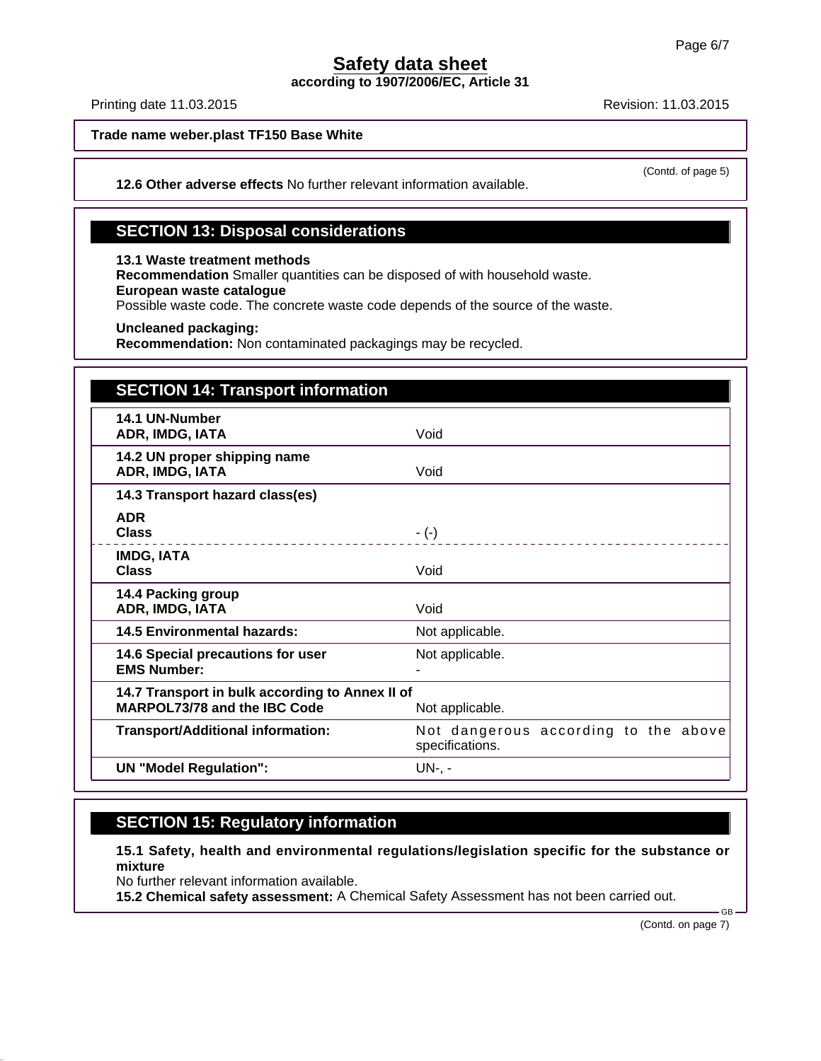# Safety data sheet

**according to 1907/2006/EC, Article 31**

Printing date 11.03.2015 Revision: 11.03.2015

**Trade name weber.plast TF150 Base White**

(Contd. of page 5)

**12.6 Other adverse effects** No further relevant information available.

## SECTION 13: Disposal considerations

**13.1 Waste treatment methods**
**Recommendation** Smaller quantities can be disposed of with household waste.
**European waste catalogue**
Possible waste code. The concrete waste code depends of the source of the waste.

**Uncleaned packaging:**
**Recommendation:** Non contaminated packagings may be recycled.

## SECTION 14: Transport information

| | |
|---|---|
| **14.1 UN-Number**<br>**ADR, IMDG, IATA** | Void |
| **14.2 UN proper shipping name**<br>**ADR, IMDG, IATA** | Void |
| **14.3 Transport hazard class(es)** | |
| **ADR**<br>**Class** | - (-) |
| **IMDG, IATA**<br>**Class** | Void |
| **14.4 Packing group**<br>**ADR, IMDG, IATA** | Void |
| **14.5 Environmental hazards:** | Not applicable. |
| **14.6 Special precautions for user**<br>**EMS Number:** | Not applicable.<br>- |
| **14.7 Transport in bulk according to Annex II of MARPOL73/78 and the IBC Code** | Not applicable. |
| **Transport/Additional information:** | Not dangerous according to the above specifications. |
| **UN "Model Regulation":** | UN-, - |

## SECTION 15: Regulatory information

**15.1 Safety, health and environmental regulations/legislation specific for the substance or mixture**
No further relevant information available.
**15.2 Chemical safety assessment:** A Chemical Safety Assessment has not been carried out.

GB

(Contd. on page 7)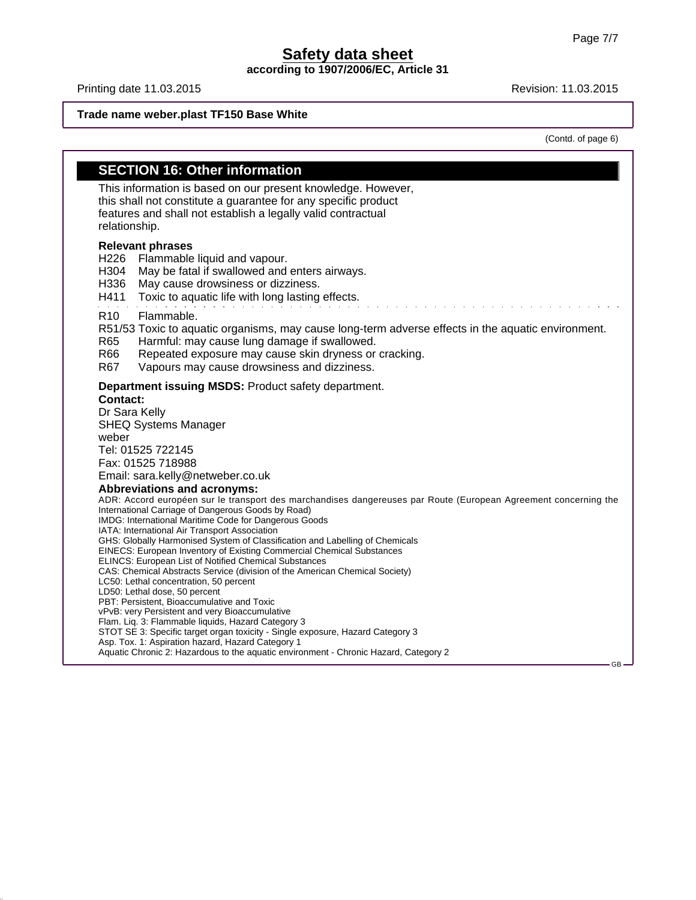**Safety data sheet**

**according to 1907/2006/EC, Article 31**

Printing date 11.03.2015 Revision: 11.03.2015

**Trade name weber.plast TF150 Base White**

(Contd. of page 6)

## SECTION 16: Other information

This information is based on our present knowledge. However, this shall not constitute a guarantee for any specific product features and shall not establish a legally valid contractual relationship.

**Relevant phrases**

H226 Flammable liquid and vapour.
H304 May be fatal if swallowed and enters airways.
H336 May cause drowsiness or dizziness.
H411 Toxic to aquatic life with long lasting effects.

R10 Flammable.
R51/53 Toxic to aquatic organisms, may cause long-term adverse effects in the aquatic environment.
R65 Harmful: may cause lung damage if swallowed.
R66 Repeated exposure may cause skin dryness or cracking.
R67 Vapours may cause drowsiness and dizziness.

**Department issuing MSDS:** Product safety department.

**Contact:**
Dr Sara Kelly
SHEQ Systems Manager
weber
Tel: 01525 722145
Fax: 01525 718988
Email: sara.kelly@netweber.co.uk

**Abbreviations and acronyms:**
ADR: Accord européen sur le transport des marchandises dangereuses par Route (European Agreement concerning the International Carriage of Dangerous Goods by Road)
IMDG: International Maritime Code for Dangerous Goods
IATA: International Air Transport Association
GHS: Globally Harmonised System of Classification and Labelling of Chemicals
EINECS: European Inventory of Existing Commercial Chemical Substances
ELINCS: European List of Notified Chemical Substances
CAS: Chemical Abstracts Service (division of the American Chemical Society)
LC50: Lethal concentration, 50 percent
LD50: Lethal dose, 50 percent
PBT: Persistent, Bioaccumulative and Toxic
vPvB: very Persistent and very Bioaccumulative
Flam. Liq. 3: Flammable liquids, Hazard Category 3
STOT SE 3: Specific target organ toxicity - Single exposure, Hazard Category 3
Asp. Tox. 1: Aspiration hazard, Hazard Category 1
Aquatic Chronic 2: Hazardous to the aquatic environment - Chronic Hazard, Category 2